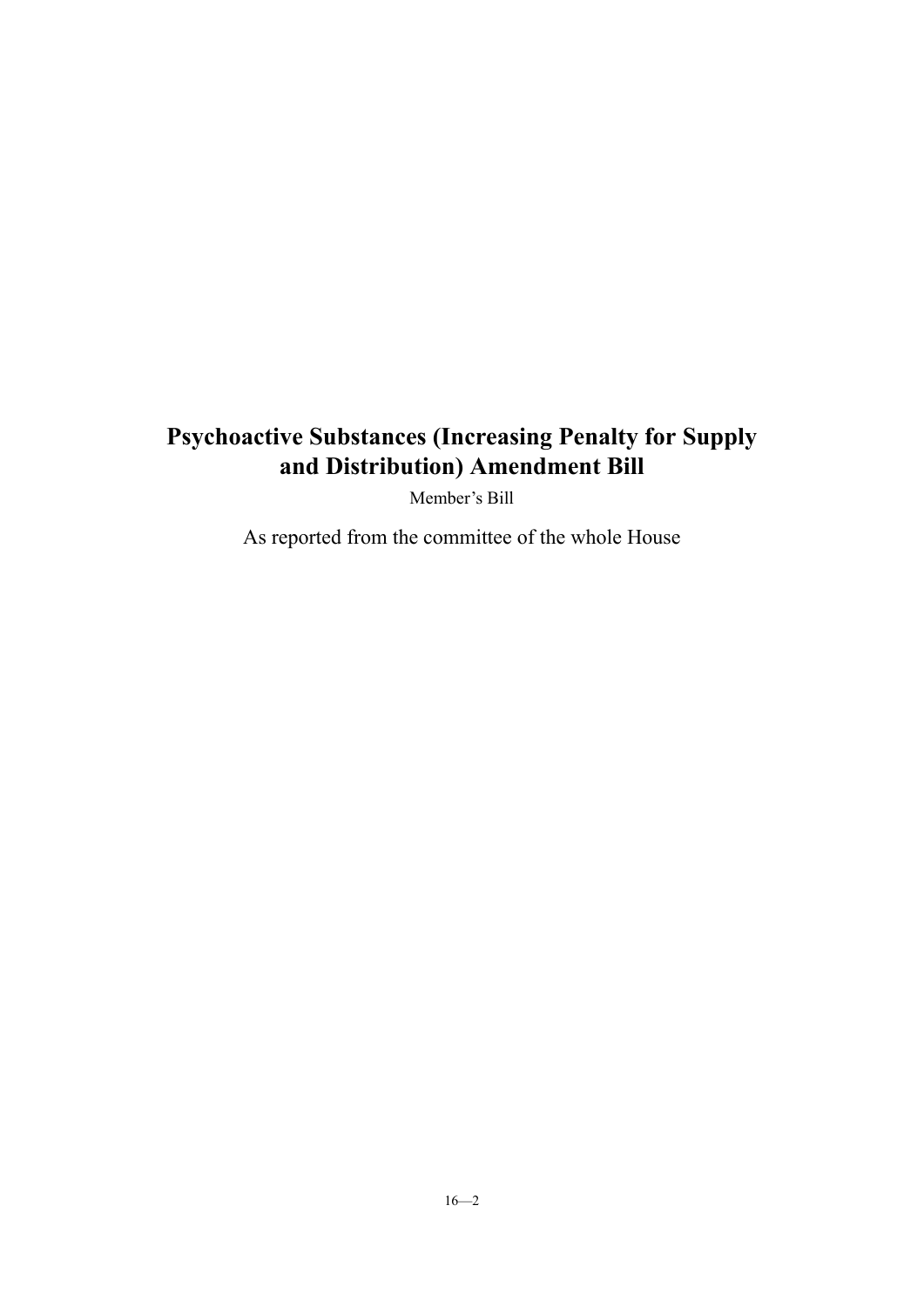# Psychoactive Substances (Increasing Penalty for Supply and Distribution) Amendment Bill

Member's Bill

As reported from the committee of the whole House

16—2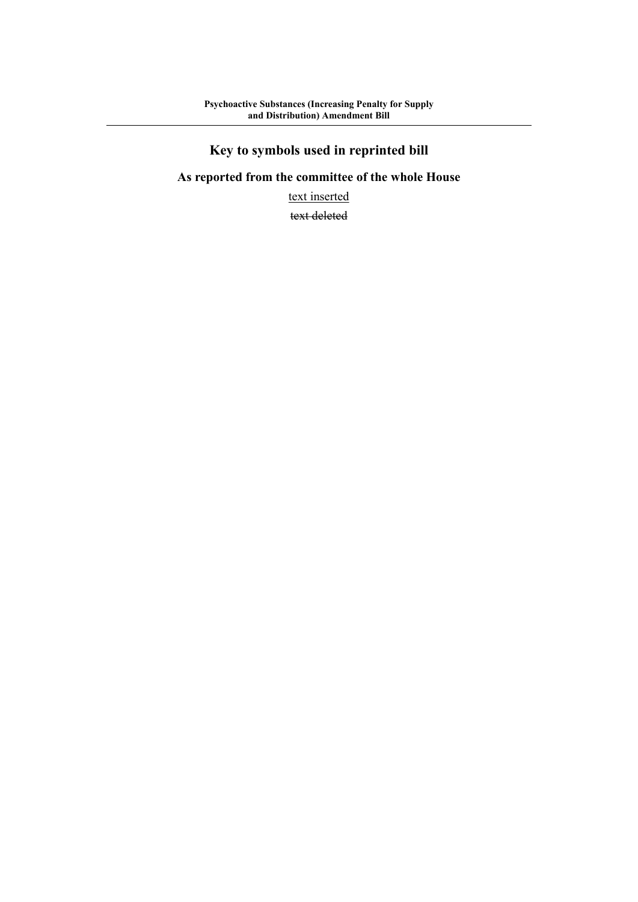# Key to symbols used in reprinted bill

## As reported from the committee of the whole House

<u>text inserted</u>

~~text deleted~~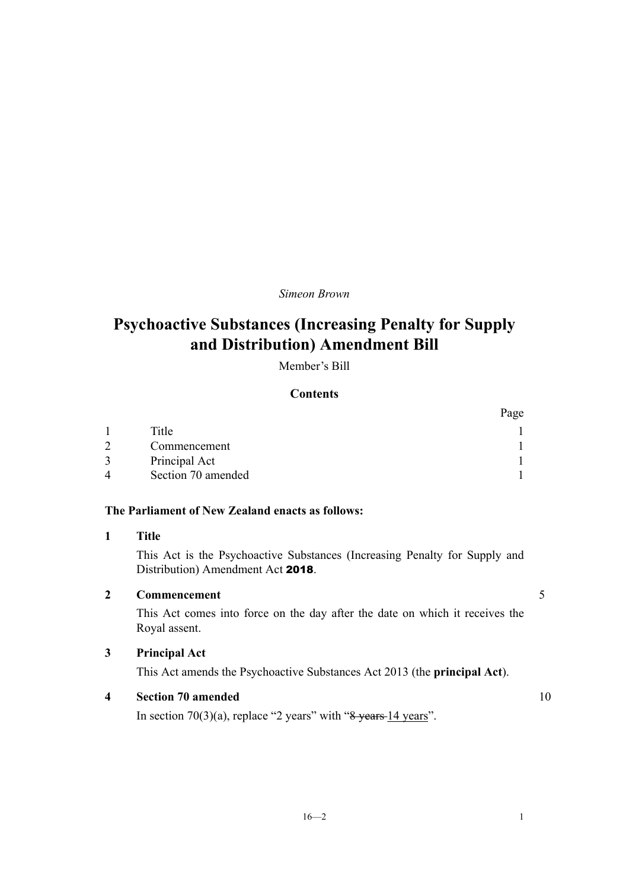*Simeon Brown*

# Psychoactive Substances (Increasing Penalty for Supply and Distribution) Amendment Bill

Member's Bill

## Contents

| | | Page |
|---|---|---|
| 1 | Title | 1 |
| 2 | Commencement | 1 |
| 3 | Principal Act | 1 |
| 4 | Section 70 amended | 1 |

**The Parliament of New Zealand enacts as follows:**

### 1 Title

This Act is the Psychoactive Substances (Increasing Penalty for Supply and Distribution) Amendment Act **2018**.

### 2 Commencement

This Act comes into force on the day after the date on which it receives the Royal assent.

### 3 Principal Act

This Act amends the Psychoactive Substances Act 2013 (the **principal Act**).

### 4 Section 70 amended

In section 70(3)(a), replace "2 years" with "~~8 years~~ <u>14 years</u>".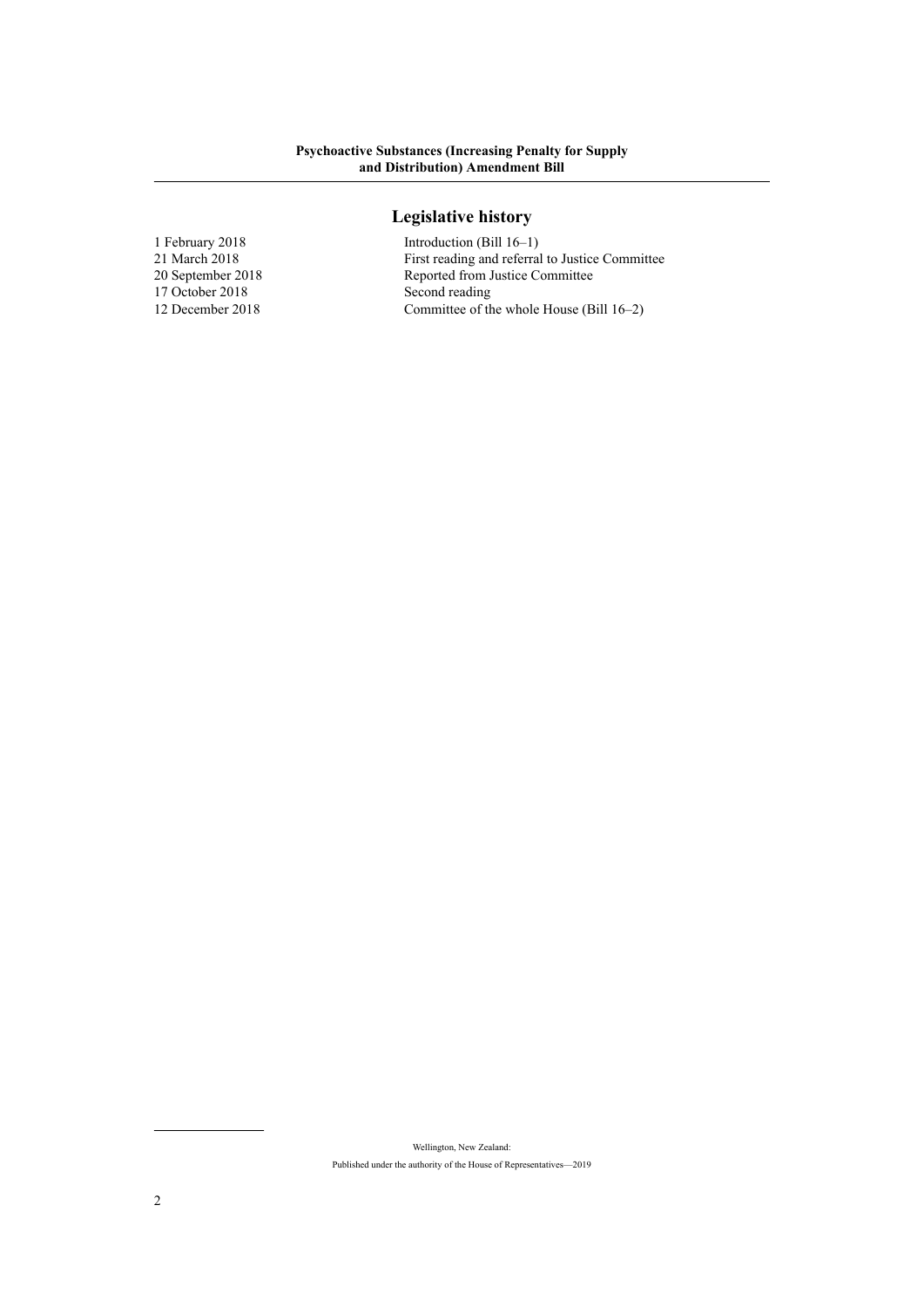## Legislative history

| | |
|---|---|
| 1 February 2018 | Introduction (Bill 16–1) |
| 21 March 2018 | First reading and referral to Justice Committee |
| 20 September 2018 | Reported from Justice Committee |
| 17 October 2018 | Second reading |
| 12 December 2018 | Committee of the whole House (Bill 16–2) |

Wellington, New Zealand:

Published under the authority of the House of Representatives—2019